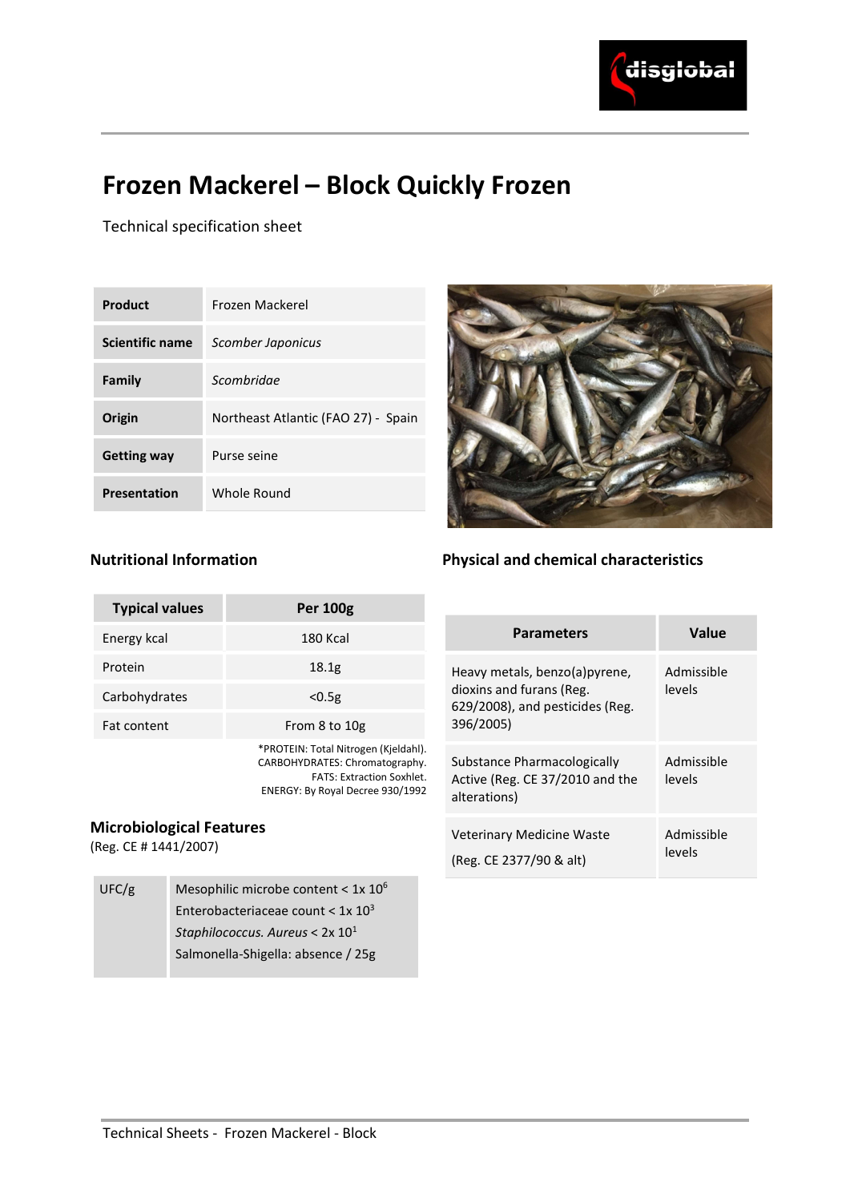# Frozen Mackerel – Block Quickly Frozen

Technical specification sheet

| Product | Frozen Mackerel |
|---|---|
| Scientific name | *Scomber Japonicus* |
| Family | *Scombridae* |
| Origin | Northeast Atlantic (FAO 27) - Spain |
| Getting way | Purse seine |
| Presentation | Whole Round |

## Nutritional Information

| Typical values | Per 100g |
|---|---|
| Energy kcal | 180 Kcal |
| Protein | 18.1g |
| Carbohydrates | <0.5g |
| Fat content | From 8 to 10g |

*PROTEIN: Total Nitrogen (Kjeldahl).
CARBOHYDRATES: Chromatography.
FATS: Extraction Soxhlet.
ENERGY: By Royal Decree 930/1992

## Microbiological Features

(Reg. CE # 1441/2007)

| UFC/g | Mesophilic microbe content < $1x\ 10^6$<br>Enterobacteriaceae count < $1x\ 10^3$<br>*Staphilococcus. Aureus* < $2x\ 10^1$<br>Salmonella-Shigella: absence / 25g |
|---|---|

## Physical and chemical characteristics

| Parameters | Value |
|---|---|
| Heavy metals, benzo(a)pyrene, dioxins and furans (Reg. 629/2008), and pesticides (Reg. 396/2005) | Admissible levels |
| Substance Pharmacologically Active (Reg. CE 37/2010 and the alterations) | Admissible levels |
| Veterinary Medicine Waste (Reg. CE 2377/90 & alt) | Admissible levels |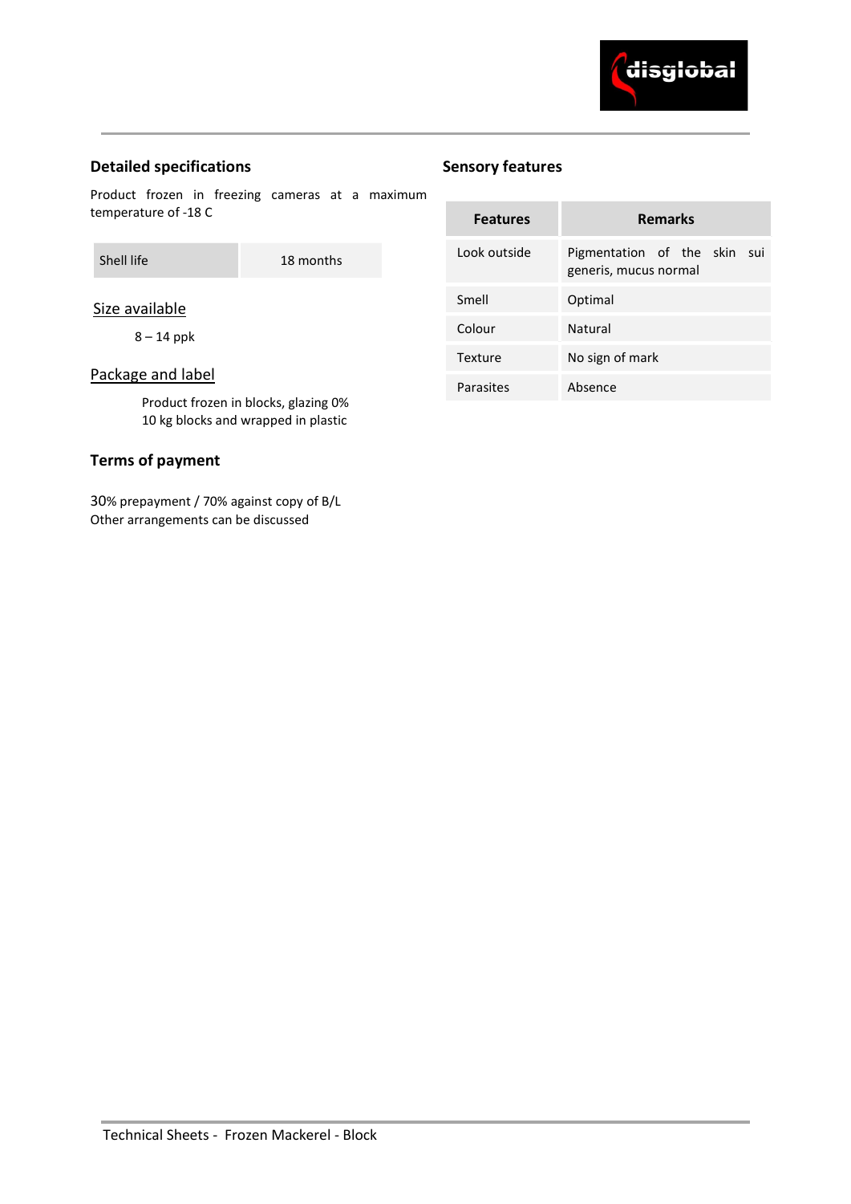## Detailed specifications

Product frozen in freezing cameras at a maximum temperature of -18 C

| | |
|---|---|
| Shell life | 18 months |

Size available

8 – 14 ppk

Package and label

Product frozen in blocks, glazing 0%
10 kg blocks and wrapped in plastic

## Terms of payment

30% prepayment / 70% against copy of B/L
Other arrangements can be discussed

## Sensory features

| Features | Remarks |
|---|---|
| Look outside | Pigmentation of the skin sui generis, mucus normal |
| Smell | Optimal |
| Colour | Natural |
| Texture | No sign of mark |
| Parasites | Absence |